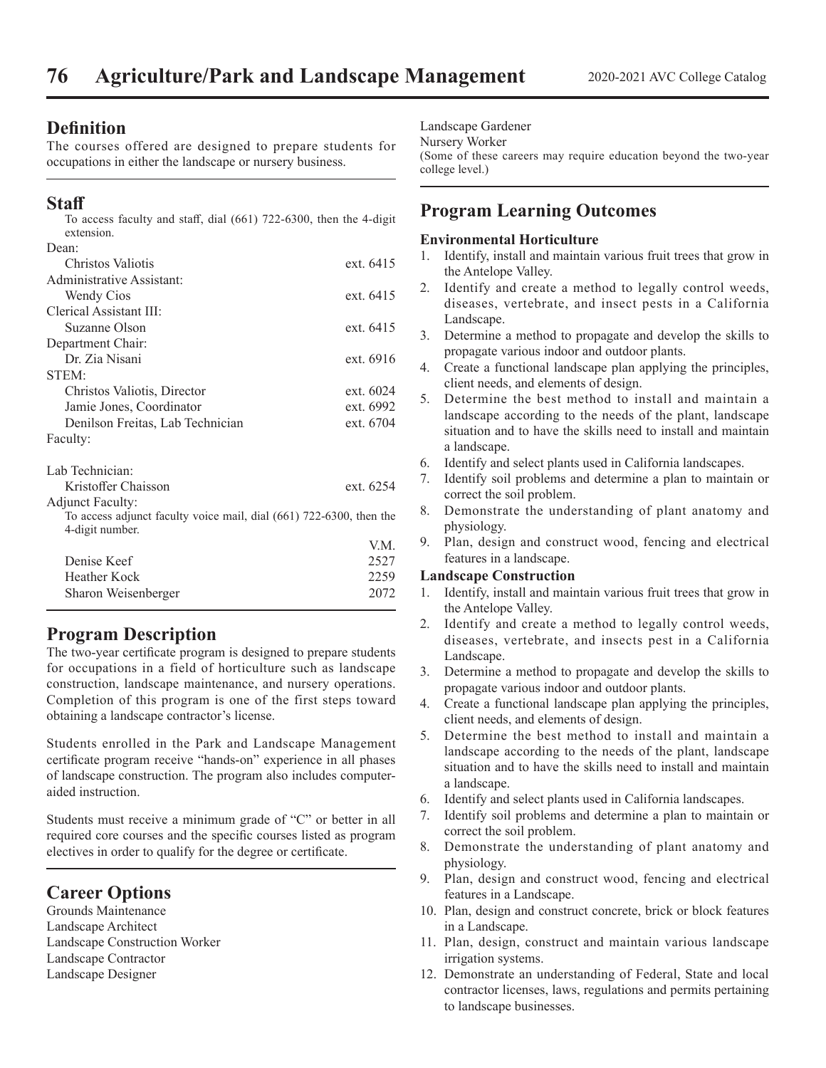# Agriculture/Park and Landscape Management

## Definition

The courses offered are designed to prepare students for occupations in either the landscape or nursery business.

## Staff

To access faculty and staff, dial (661) 722-6300, then the 4-digit extension.

| | |
|---|---|
| Dean: | |
| Christos Valiotis | ext. 6415 |
| Administrative Assistant: | |
| Wendy Cios | ext. 6415 |
| Clerical Assistant III: | |
| Suzanne Olson | ext. 6415 |
| Department Chair: | |
| Dr. Zia Nisani | ext. 6916 |
| STEM: | |
| Christos Valiotis, Director | ext. 6024 |
| Jamie Jones, Coordinator | ext. 6992 |
| Denilson Freitas, Lab Technician | ext. 6704 |
| Faculty: | |
| Lab Technician: | |
| Kristoffer Chaisson | ext. 6254 |

Adjunct Faculty:

To access adjunct faculty voice mail, dial (661) 722-6300, then the 4-digit number.

| | V.M. |
|---|---|
| Denise Keef | 2527 |
| Heather Kock | 2259 |
| Sharon Weisenberger | 2072 |

## Program Description

The two-year certificate program is designed to prepare students for occupations in a field of horticulture such as landscape construction, landscape maintenance, and nursery operations. Completion of this program is one of the first steps toward obtaining a landscape contractor's license.

Students enrolled in the Park and Landscape Management certificate program receive "hands-on" experience in all phases of landscape construction. The program also includes computer-aided instruction.

Students must receive a minimum grade of "C" or better in all required core courses and the specific courses listed as program electives in order to qualify for the degree or certificate.

## Career Options

Grounds Maintenance
Landscape Architect
Landscape Construction Worker
Landscape Contractor
Landscape Designer
Landscape Gardener
Nursery Worker
(Some of these careers may require education beyond the two-year college level.)

## Program Learning Outcomes

**Environmental Horticulture**

1. Identify, install and maintain various fruit trees that grow in the Antelope Valley.
2. Identify and create a method to legally control weeds, diseases, vertebrate, and insect pests in a California Landscape.
3. Determine a method to propagate and develop the skills to propagate various indoor and outdoor plants.
4. Create a functional landscape plan applying the principles, client needs, and elements of design.
5. Determine the best method to install and maintain a landscape according to the needs of the plant, landscape situation and to have the skills need to install and maintain a landscape.
6. Identify and select plants used in California landscapes.
7. Identify soil problems and determine a plan to maintain or correct the soil problem.
8. Demonstrate the understanding of plant anatomy and physiology.
9. Plan, design and construct wood, fencing and electrical features in a landscape.

**Landscape Construction**

1. Identify, install and maintain various fruit trees that grow in the Antelope Valley.
2. Identify and create a method to legally control weeds, diseases, vertebrate, and insects pest in a California Landscape.
3. Determine a method to propagate and develop the skills to propagate various indoor and outdoor plants.
4. Create a functional landscape plan applying the principles, client needs, and elements of design.
5. Determine the best method to install and maintain a landscape according to the needs of the plant, landscape situation and to have the skills need to install and maintain a landscape.
6. Identify and select plants used in California landscapes.
7. Identify soil problems and determine a plan to maintain or correct the soil problem.
8. Demonstrate the understanding of plant anatomy and physiology.
9. Plan, design and construct wood, fencing and electrical features in a Landscape.
10. Plan, design and construct concrete, brick or block features in a Landscape.
11. Plan, design, construct and maintain various landscape irrigation systems.
12. Demonstrate an understanding of Federal, State and local contractor licenses, laws, regulations and permits pertaining to landscape businesses.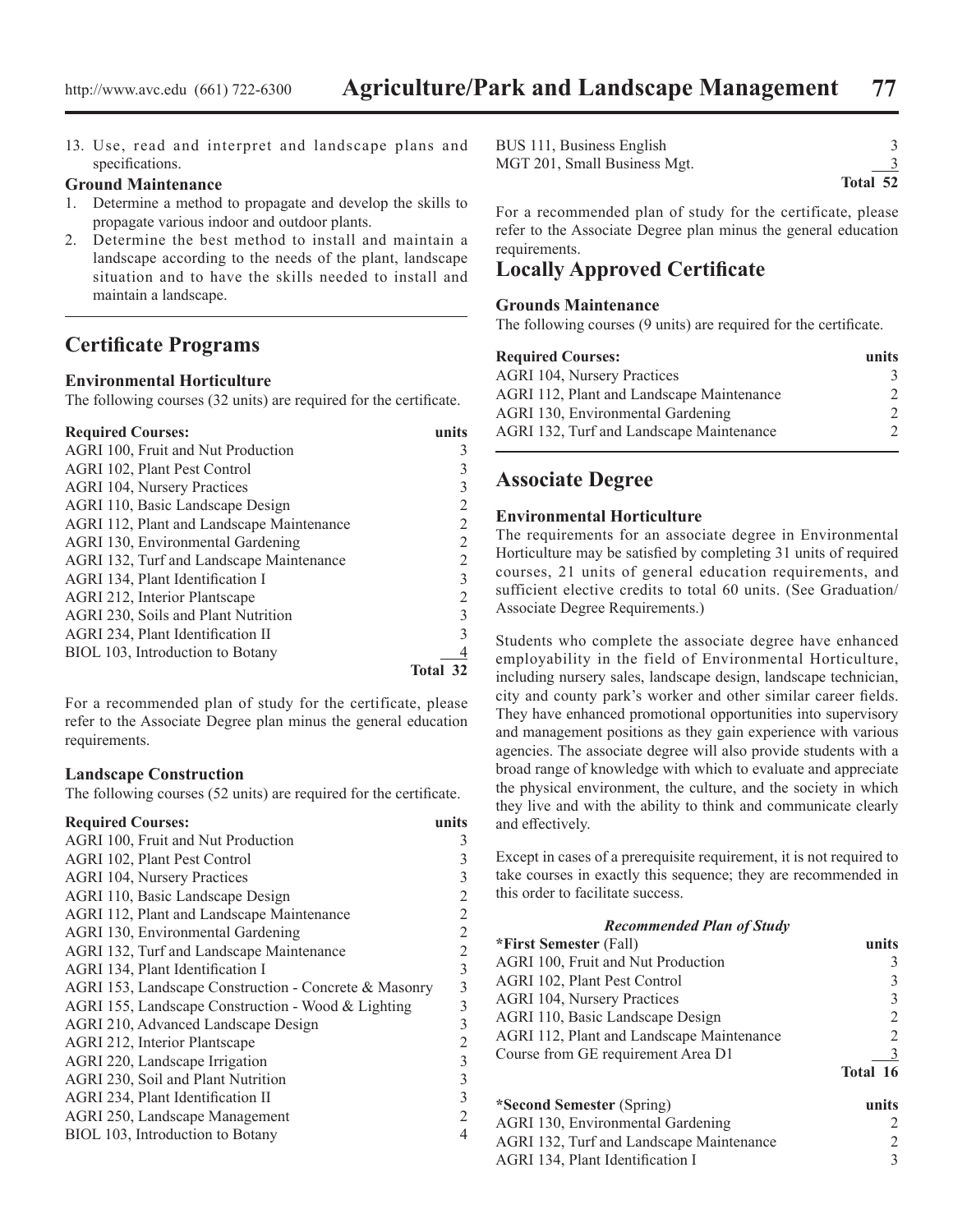13. Use, read and interpret and landscape plans and specifications.

**Ground Maintenance**

1. Determine a method to propagate and develop the skills to propagate various indoor and outdoor plants.
2. Determine the best method to install and maintain a landscape according to the needs of the plant, landscape situation and to have the skills needed to install and maintain a landscape.

## Certificate Programs

### Environmental Horticulture

The following courses (32 units) are required for the certificate.

| Required Courses: | units |
|---|---|
| AGRI 100, Fruit and Nut Production | 3 |
| AGRI 102, Plant Pest Control | 3 |
| AGRI 104, Nursery Practices | 3 |
| AGRI 110, Basic Landscape Design | 2 |
| AGRI 112, Plant and Landscape Maintenance | 2 |
| AGRI 130, Environmental Gardening | 2 |
| AGRI 132, Turf and Landscape Maintenance | 2 |
| AGRI 134, Plant Identification I | 3 |
| AGRI 212, Interior Plantscape | 2 |
| AGRI 230, Soils and Plant Nutrition | 3 |
| AGRI 234, Plant Identification II | 3 |
| BIOL 103, Introduction to Botany | 4 |
| | **Total 32** |

For a recommended plan of study for the certificate, please refer to the Associate Degree plan minus the general education requirements.

### Landscape Construction

The following courses (52 units) are required for the certificate.

| Required Courses: | units |
|---|---|
| AGRI 100, Fruit and Nut Production | 3 |
| AGRI 102, Plant Pest Control | 3 |
| AGRI 104, Nursery Practices | 3 |
| AGRI 110, Basic Landscape Design | 2 |
| AGRI 112, Plant and Landscape Maintenance | 2 |
| AGRI 130, Environmental Gardening | 2 |
| AGRI 132, Turf and Landscape Maintenance | 2 |
| AGRI 134, Plant Identification I | 3 |
| AGRI 153, Landscape Construction - Concrete & Masonry | 3 |
| AGRI 155, Landscape Construction - Wood & Lighting | 3 |
| AGRI 210, Advanced Landscape Design | 3 |
| AGRI 212, Interior Plantscape | 2 |
| AGRI 220, Landscape Irrigation | 3 |
| AGRI 230, Soil and Plant Nutrition | 3 |
| AGRI 234, Plant Identification II | 3 |
| AGRI 250, Landscape Management | 2 |
| BIOL 103, Introduction to Botany | 4 |
| BUS 111, Business English | 3 |
| MGT 201, Small Business Mgt. | 3 |
| | **Total 52** |

For a recommended plan of study for the certificate, please refer to the Associate Degree plan minus the general education requirements.

## Locally Approved Certificate

### Grounds Maintenance

The following courses (9 units) are required for the certificate.

| Required Courses: | units |
|---|---|
| AGRI 104, Nursery Practices | 3 |
| AGRI 112, Plant and Landscape Maintenance | 2 |
| AGRI 130, Environmental Gardening | 2 |
| AGRI 132, Turf and Landscape Maintenance | 2 |

## Associate Degree

### Environmental Horticulture

The requirements for an associate degree in Environmental Horticulture may be satisfied by completing 31 units of required courses, 21 units of general education requirements, and sufficient elective credits to total 60 units. (See Graduation/Associate Degree Requirements.)

Students who complete the associate degree have enhanced employability in the field of Environmental Horticulture, including nursery sales, landscape design, landscape technician, city and county park's worker and other similar career fields. They have enhanced promotional opportunities into supervisory and management positions as they gain experience with various agencies. The associate degree will also provide students with a broad range of knowledge with which to evaluate and appreciate the physical environment, the culture, and the society in which they live and with the ability to think and communicate clearly and effectively.

Except in cases of a prerequisite requirement, it is not required to take courses in exactly this sequence; they are recommended in this order to facilitate success.

***Recommended Plan of Study***

| **\*First Semester** (Fall) | units |
|---|---|
| AGRI 100, Fruit and Nut Production | 3 |
| AGRI 102, Plant Pest Control | 3 |
| AGRI 104, Nursery Practices | 3 |
| AGRI 110, Basic Landscape Design | 2 |
| AGRI 112, Plant and Landscape Maintenance | 2 |
| Course from GE requirement Area D1 | 3 |
| | **Total 16** |

| **\*Second Semester** (Spring) | units |
|---|---|
| AGRI 130, Environmental Gardening | 2 |
| AGRI 132, Turf and Landscape Maintenance | 2 |
| AGRI 134, Plant Identification I | 3 |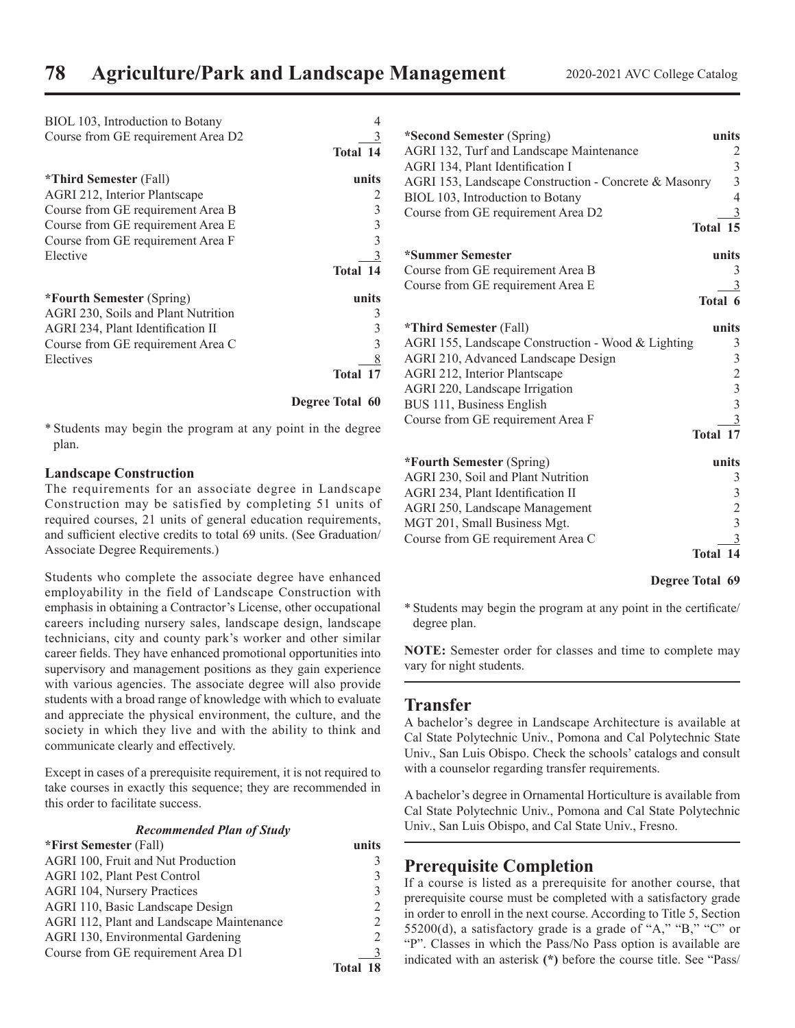| | |
|---|---|
| BIOL 103, Introduction to Botany | 4 |
| Course from GE requirement Area D2 | 3 |
| | **Total 14** |

| ***Third Semester** (Fall) | **units** |
|---|---|
| AGRI 212, Interior Plantscape | 2 |
| Course from GE requirement Area B | 3 |
| Course from GE requirement Area E | 3 |
| Course from GE requirement Area F | 3 |
| Elective | 3 |
| | **Total 14** |

| ***Fourth Semester** (Spring) | **units** |
|---|---|
| AGRI 230, Soils and Plant Nutrition | 3 |
| AGRI 234, Plant Identification II | 3 |
| Course from GE requirement Area C | 3 |
| Electives | 8 |
| | **Total 17** |

**Degree Total 60**

* Students may begin the program at any point in the degree plan.

### Landscape Construction

The requirements for an associate degree in Landscape Construction may be satisfied by completing 51 units of required courses, 21 units of general education requirements, and sufficient elective credits to total 69 units. (See Graduation/Associate Degree Requirements.)

Students who complete the associate degree have enhanced employability in the field of Landscape Construction with emphasis in obtaining a Contractor's License, other occupational careers including nursery sales, landscape design, landscape technicians, city and county park's worker and other similar career fields. They have enhanced promotional opportunities into supervisory and management positions as they gain experience with various agencies. The associate degree will also provide students with a broad range of knowledge with which to evaluate and appreciate the physical environment, the culture, and the society in which they live and with the ability to think and communicate clearly and effectively.

Except in cases of a prerequisite requirement, it is not required to take courses in exactly this sequence; they are recommended in this order to facilitate success.

***Recommended Plan of Study***

| ***First Semester** (Fall) | **units** |
|---|---|
| AGRI 100, Fruit and Nut Production | 3 |
| AGRI 102, Plant Pest Control | 3 |
| AGRI 104, Nursery Practices | 3 |
| AGRI 110, Basic Landscape Design | 2 |
| AGRI 112, Plant and Landscape Maintenance | 2 |
| AGRI 130, Environmental Gardening | 2 |
| Course from GE requirement Area D1 | 3 |
| | **Total 18** |

| ***Second Semester** (Spring) | **units** |
|---|---|
| AGRI 132, Turf and Landscape Maintenance | 2 |
| AGRI 134, Plant Identification I | 3 |
| AGRI 153, Landscape Construction - Concrete & Masonry | 3 |
| BIOL 103, Introduction to Botany | 4 |
| Course from GE requirement Area D2 | 3 |
| | **Total 15** |

| ***Summer Semester** | **units** |
|---|---|
| Course from GE requirement Area B | 3 |
| Course from GE requirement Area E | 3 |
| | **Total 6** |

| ***Third Semester** (Fall) | **units** |
|---|---|
| AGRI 155, Landscape Construction - Wood & Lighting | 3 |
| AGRI 210, Advanced Landscape Design | 3 |
| AGRI 212, Interior Plantscape | 2 |
| AGRI 220, Landscape Irrigation | 3 |
| BUS 111, Business English | 3 |
| Course from GE requirement Area F | 3 |
| | **Total 17** |

| ***Fourth Semester** (Spring) | **units** |
|---|---|
| AGRI 230, Soil and Plant Nutrition | 3 |
| AGRI 234, Plant Identification II | 3 |
| AGRI 250, Landscape Management | 2 |
| MGT 201, Small Business Mgt. | 3 |
| Course from GE requirement Area C | 3 |
| | **Total 14** |

**Degree Total 69**

* Students may begin the program at any point in the certificate/degree plan.

**NOTE:** Semester order for classes and time to complete may vary for night students.

## Transfer

A bachelor's degree in Landscape Architecture is available at Cal State Polytechnic Univ., Pomona and Cal Polytechnic State Univ., San Luis Obispo. Check the schools' catalogs and consult with a counselor regarding transfer requirements.

A bachelor's degree in Ornamental Horticulture is available from Cal State Polytechnic Univ., Pomona and Cal State Polytechnic Univ., San Luis Obispo, and Cal State Univ., Fresno.

## Prerequisite Completion

If a course is listed as a prerequisite for another course, that prerequisite course must be completed with a satisfactory grade in order to enroll in the next course. According to Title 5, Section 55200(d), a satisfactory grade is a grade of "A," "B," "C" or "P". Classes in which the Pass/No Pass option is available are indicated with an asterisk **(*)** before the course title. See "Pass/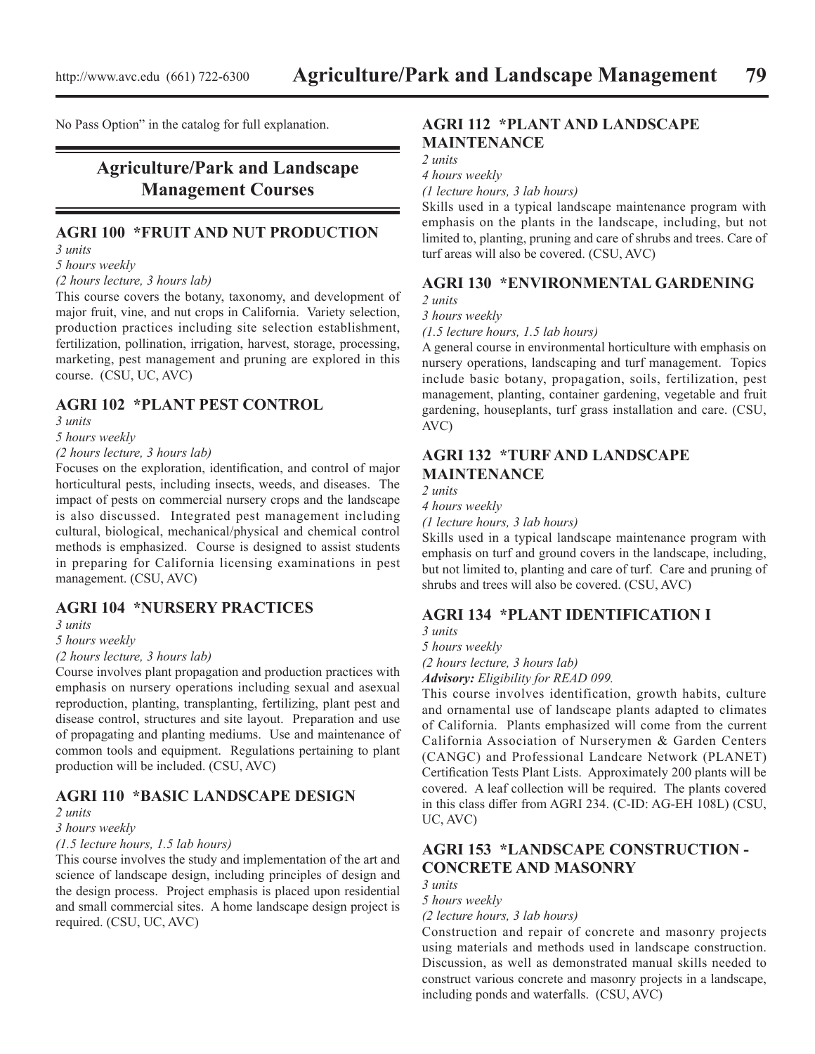No Pass Option" in the catalog for full explanation.

## Agriculture/Park and Landscape Management Courses

### AGRI 100 *FRUIT AND NUT PRODUCTION

*3 units*

*5 hours weekly*

*(2 hours lecture, 3 hours lab)*

This course covers the botany, taxonomy, and development of major fruit, vine, and nut crops in California. Variety selection, production practices including site selection establishment, fertilization, pollination, irrigation, harvest, storage, processing, marketing, pest management and pruning are explored in this course. (CSU, UC, AVC)

### AGRI 102 *PLANT PEST CONTROL

*3 units*

*5 hours weekly*

*(2 hours lecture, 3 hours lab)*

Focuses on the exploration, identification, and control of major horticultural pests, including insects, weeds, and diseases. The impact of pests on commercial nursery crops and the landscape is also discussed. Integrated pest management including cultural, biological, mechanical/physical and chemical control methods is emphasized. Course is designed to assist students in preparing for California licensing examinations in pest management. (CSU, AVC)

### AGRI 104 *NURSERY PRACTICES

*3 units*

*5 hours weekly*

*(2 hours lecture, 3 hours lab)*

Course involves plant propagation and production practices with emphasis on nursery operations including sexual and asexual reproduction, planting, transplanting, fertilizing, plant pest and disease control, structures and site layout. Preparation and use of propagating and planting mediums. Use and maintenance of common tools and equipment. Regulations pertaining to plant production will be included. (CSU, AVC)

### AGRI 110 *BASIC LANDSCAPE DESIGN

*2 units*

*3 hours weekly*

*(1.5 lecture hours, 1.5 lab hours)*

This course involves the study and implementation of the art and science of landscape design, including principles of design and the design process. Project emphasis is placed upon residential and small commercial sites. A home landscape design project is required. (CSU, UC, AVC)

### AGRI 112 *PLANT AND LANDSCAPE MAINTENANCE

*2 units*

*4 hours weekly*

*(1 lecture hours, 3 lab hours)*

Skills used in a typical landscape maintenance program with emphasis on the plants in the landscape, including, but not limited to, planting, pruning and care of shrubs and trees. Care of turf areas will also be covered. (CSU, AVC)

### AGRI 130 *ENVIRONMENTAL GARDENING

*2 units*

*3 hours weekly*

*(1.5 lecture hours, 1.5 lab hours)*

A general course in environmental horticulture with emphasis on nursery operations, landscaping and turf management. Topics include basic botany, propagation, soils, fertilization, pest management, planting, container gardening, vegetable and fruit gardening, houseplants, turf grass installation and care. (CSU, AVC)

### AGRI 132 *TURF AND LANDSCAPE MAINTENANCE

*2 units*

*4 hours weekly*

*(1 lecture hours, 3 lab hours)*

Skills used in a typical landscape maintenance program with emphasis on turf and ground covers in the landscape, including, but not limited to, planting and care of turf. Care and pruning of shrubs and trees will also be covered. (CSU, AVC)

### AGRI 134 *PLANT IDENTIFICATION I

*3 units*

*5 hours weekly*

*(2 hours lecture, 3 hours lab)*

***Advisory:*** *Eligibility for READ 099.*

This course involves identification, growth habits, culture and ornamental use of landscape plants adapted to climates of California. Plants emphasized will come from the current California Association of Nurserymen & Garden Centers (CANGC) and Professional Landcare Network (PLANET) Certification Tests Plant Lists. Approximately 200 plants will be covered. A leaf collection will be required. The plants covered in this class differ from AGRI 234. (C-ID: AG-EH 108L) (CSU, UC, AVC)

### AGRI 153 *LANDSCAPE CONSTRUCTION - CONCRETE AND MASONRY

*3 units*

*5 hours weekly*

*(2 lecture hours, 3 lab hours)*

Construction and repair of concrete and masonry projects using materials and methods used in landscape construction. Discussion, as well as demonstrated manual skills needed to construct various concrete and masonry projects in a landscape, including ponds and waterfalls. (CSU, AVC)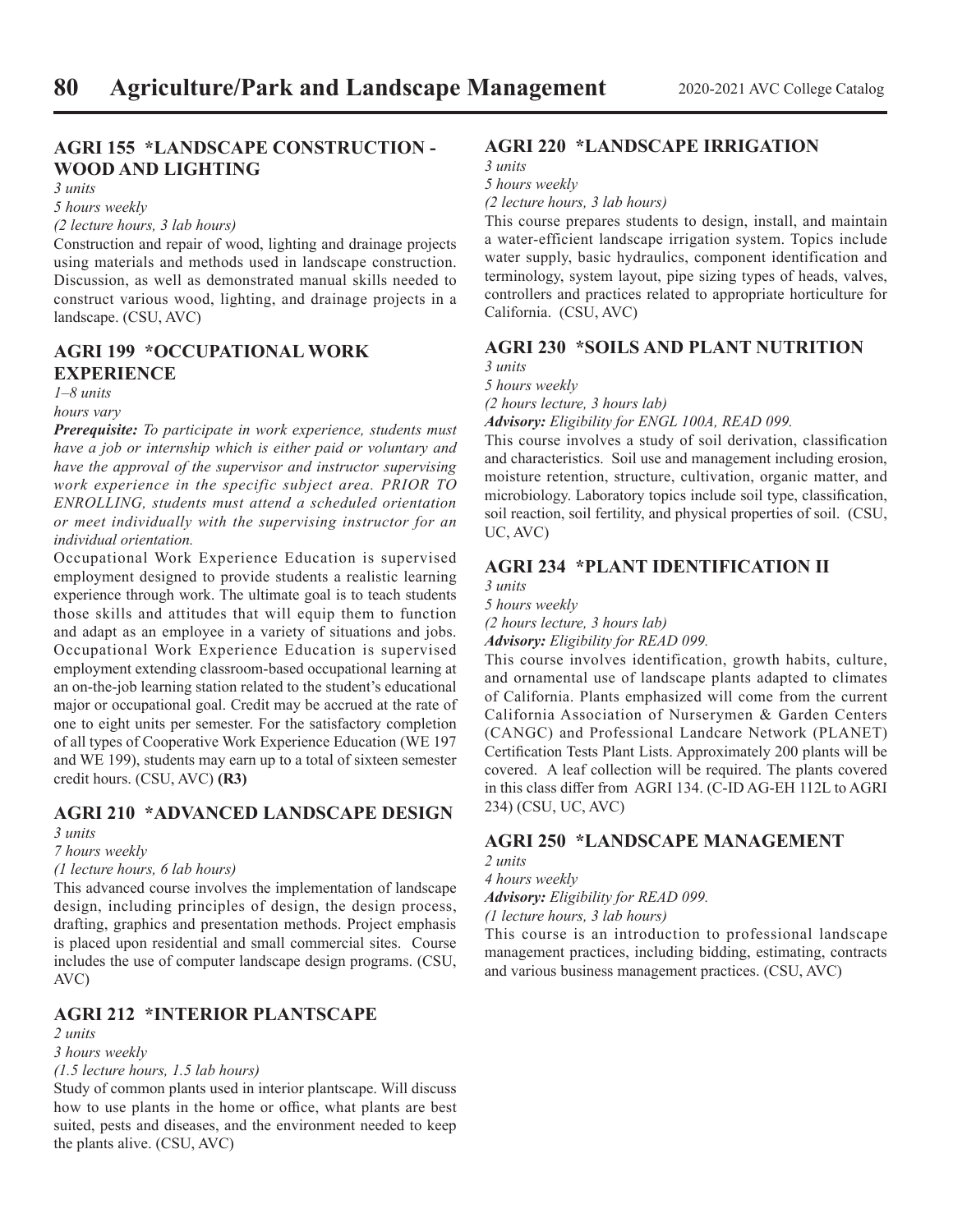## AGRI 155 *LANDSCAPE CONSTRUCTION - WOOD AND LIGHTING

*3 units*

*5 hours weekly*

*(2 lecture hours, 3 lab hours)*

Construction and repair of wood, lighting and drainage projects using materials and methods used in landscape construction. Discussion, as well as demonstrated manual skills needed to construct various wood, lighting, and drainage projects in a landscape. (CSU, AVC)

## AGRI 199 *OCCUPATIONAL WORK EXPERIENCE

*1–8 units*

*hours vary*

***Prerequisite:*** *To participate in work experience, students must have a job or internship which is either paid or voluntary and have the approval of the supervisor and instructor supervising work experience in the specific subject area. PRIOR TO ENROLLING, students must attend a scheduled orientation or meet individually with the supervising instructor for an individual orientation.*

Occupational Work Experience Education is supervised employment designed to provide students a realistic learning experience through work. The ultimate goal is to teach students those skills and attitudes that will equip them to function and adapt as an employee in a variety of situations and jobs. Occupational Work Experience Education is supervised employment extending classroom-based occupational learning at an on-the-job learning station related to the student's educational major or occupational goal. Credit may be accrued at the rate of one to eight units per semester. For the satisfactory completion of all types of Cooperative Work Experience Education (WE 197 and WE 199), students may earn up to a total of sixteen semester credit hours. (CSU, AVC) **(R3)**

## AGRI 210 *ADVANCED LANDSCAPE DESIGN

*3 units*

*7 hours weekly*

*(1 lecture hours, 6 lab hours)*

This advanced course involves the implementation of landscape design, including principles of design, the design process, drafting, graphics and presentation methods. Project emphasis is placed upon residential and small commercial sites. Course includes the use of computer landscape design programs. (CSU, AVC)

## AGRI 212 *INTERIOR PLANTSCAPE

*2 units*

*3 hours weekly*

*(1.5 lecture hours, 1.5 lab hours)*

Study of common plants used in interior plantscape. Will discuss how to use plants in the home or office, what plants are best suited, pests and diseases, and the environment needed to keep the plants alive. (CSU, AVC)

## AGRI 220 *LANDSCAPE IRRIGATION

*3 units*

*5 hours weekly*

*(2 lecture hours, 3 lab hours)*

This course prepares students to design, install, and maintain a water-efficient landscape irrigation system. Topics include water supply, basic hydraulics, component identification and terminology, system layout, pipe sizing types of heads, valves, controllers and practices related to appropriate horticulture for California. (CSU, AVC)

## AGRI 230 *SOILS AND PLANT NUTRITION

*3 units*

*5 hours weekly*

*(2 hours lecture, 3 hours lab)*

***Advisory:*** *Eligibility for ENGL 100A, READ 099.*

This course involves a study of soil derivation, classification and characteristics. Soil use and management including erosion, moisture retention, structure, cultivation, organic matter, and microbiology. Laboratory topics include soil type, classification, soil reaction, soil fertility, and physical properties of soil. (CSU, UC, AVC)

## AGRI 234 *PLANT IDENTIFICATION II

*3 units*

*5 hours weekly*

*(2 hours lecture, 3 hours lab)*

***Advisory:*** *Eligibility for READ 099.*

This course involves identification, growth habits, culture, and ornamental use of landscape plants adapted to climates of California. Plants emphasized will come from the current California Association of Nurserymen & Garden Centers (CANGC) and Professional Landcare Network (PLANET) Certification Tests Plant Lists. Approximately 200 plants will be covered. A leaf collection will be required. The plants covered in this class differ from AGRI 134. (C-ID AG-EH 112L to AGRI 234) (CSU, UC, AVC)

## AGRI 250 *LANDSCAPE MANAGEMENT

*2 units*

*4 hours weekly*

***Advisory:*** *Eligibility for READ 099.*

*(1 lecture hours, 3 lab hours)*

This course is an introduction to professional landscape management practices, including bidding, estimating, contracts and various business management practices. (CSU, AVC)